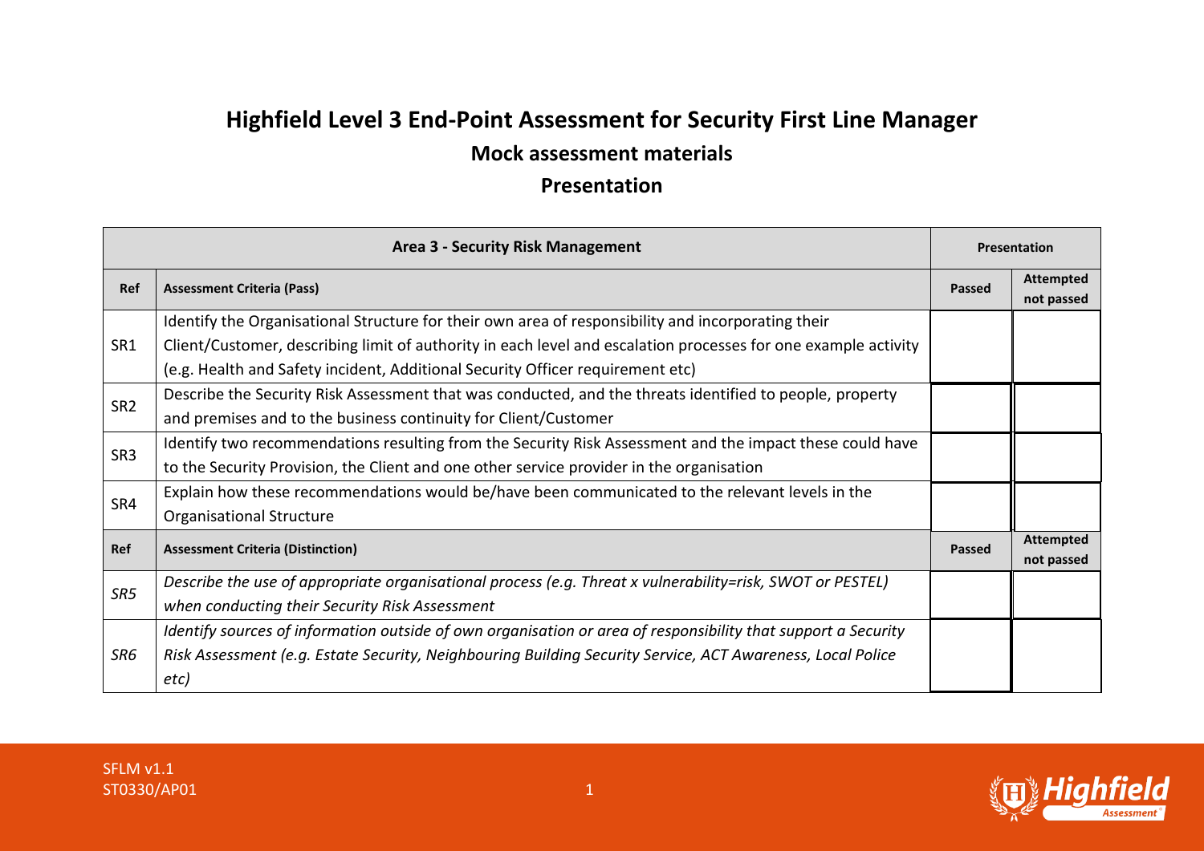# Highfield Level 3 End-Point Assessment for Security First Line Manager

## Mock assessment materials

## Presentation

| Area 3 - Security Risk Management | | Presentation | |
|---|---|---|---|
| **Ref** | **Assessment Criteria (Pass)** | **Passed** | **Attempted not passed** |
| SR1 | Identify the Organisational Structure for their own area of responsibility and incorporating their Client/Customer, describing limit of authority in each level and escalation processes for one example activity (e.g. Health and Safety incident, Additional Security Officer requirement etc) | | |
| SR2 | Describe the Security Risk Assessment that was conducted, and the threats identified to people, property and premises and to the business continuity for Client/Customer | | |
| SR3 | Identify two recommendations resulting from the Security Risk Assessment and the impact these could have to the Security Provision, the Client and one other service provider in the organisation | | |
| SR4 | Explain how these recommendations would be/have been communicated to the relevant levels in the Organisational Structure | | |
| **Ref** | **Assessment Criteria (Distinction)** | **Passed** | **Attempted not passed** |
| *SR5* | *Describe the use of appropriate organisational process (e.g. Threat x vulnerability=risk, SWOT or PESTEL) when conducting their Security Risk Assessment* | | |
| *SR6* | *Identify sources of information outside of own organisation or area of responsibility that support a Security Risk Assessment (e.g. Estate Security, Neighbouring Building Security Service, ACT Awareness, Local Police etc)* | | |

SFLM v1.1
ST0330/AP01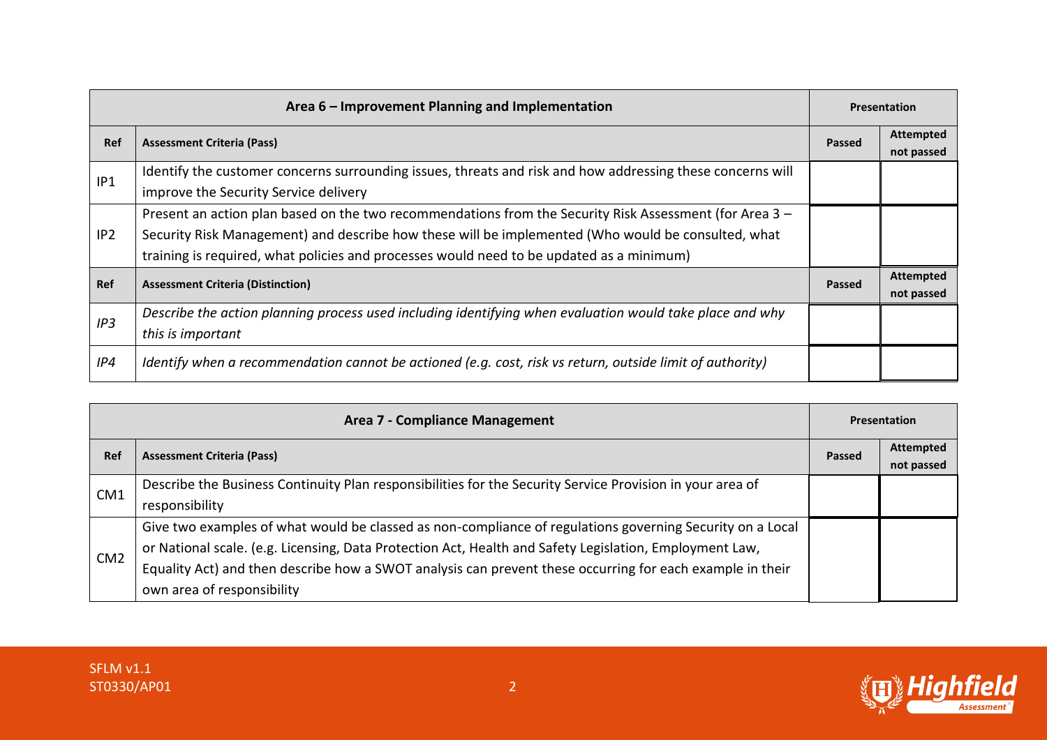| Area 6 – Improvement Planning and Implementation | | Presentation | |
|---|---|---|---|
| **Ref** | **Assessment Criteria (Pass)** | **Passed** | **Attempted not passed** |
| IP1 | Identify the customer concerns surrounding issues, threats and risk and how addressing these concerns will improve the Security Service delivery | | |
| IP2 | Present an action plan based on the two recommendations from the Security Risk Assessment (for Area 3 – Security Risk Management) and describe how these will be implemented (Who would be consulted, what training is required, what policies and processes would need to be updated as a minimum) | | |
| **Ref** | **Assessment Criteria (Distinction)** | **Passed** | **Attempted not passed** |
| *IP3* | *Describe the action planning process used including identifying when evaluation would take place and why this is important* | | |
| *IP4* | *Identify when a recommendation cannot be actioned (e.g. cost, risk vs return, outside limit of authority)* | | |

| Area 7 - Compliance Management | | Presentation | |
|---|---|---|---|
| **Ref** | **Assessment Criteria (Pass)** | **Passed** | **Attempted not passed** |
| CM1 | Describe the Business Continuity Plan responsibilities for the Security Service Provision in your area of responsibility | | |
| CM2 | Give two examples of what would be classed as non-compliance of regulations governing Security on a Local or National scale. (e.g. Licensing, Data Protection Act, Health and Safety Legislation, Employment Law, Equality Act) and then describe how a SWOT analysis can prevent these occurring for each example in their own area of responsibility | | |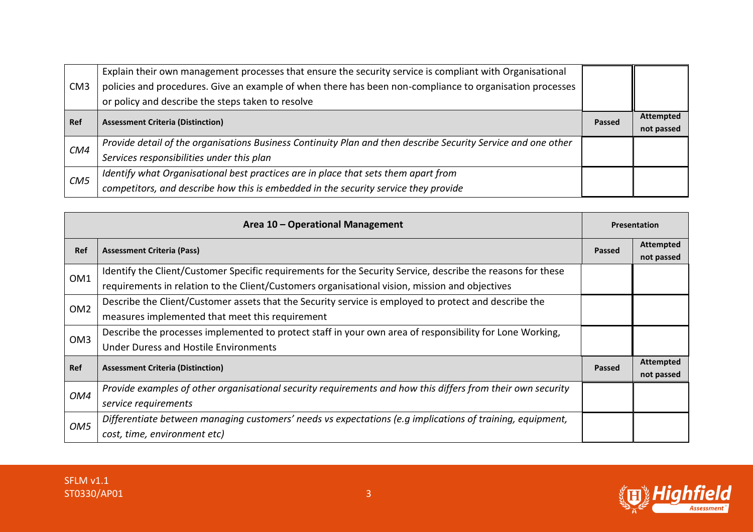| | | | |
|---|---|---|---|
| CM3 | Explain their own management processes that ensure the security service is compliant with Organisational policies and procedures. Give an example of when there has been non-compliance to organisation processes or policy and describe the steps taken to resolve | | |
| **Ref** | **Assessment Criteria (Distinction)** | **Passed** | **Attempted not passed** |
| *CM4* | *Provide detail of the organisations Business Continuity Plan and then describe Security Service and one other Services responsibilities under this plan* | | |
| *CM5* | *Identify what Organisational best practices are in place that sets them apart from competitors, and describe how this is embedded in the security service they provide* | | |

| **Area 10 – Operational Management** | | **Presentation** | |
|---|---|---|---|
| **Ref** | **Assessment Criteria (Pass)** | **Passed** | **Attempted not passed** |
| OM1 | Identify the Client/Customer Specific requirements for the Security Service, describe the reasons for these requirements in relation to the Client/Customers organisational vision, mission and objectives | | |
| OM2 | Describe the Client/Customer assets that the Security service is employed to protect and describe the measures implemented that meet this requirement | | |
| OM3 | Describe the processes implemented to protect staff in your own area of responsibility for Lone Working, Under Duress and Hostile Environments | | |
| **Ref** | **Assessment Criteria (Distinction)** | **Passed** | **Attempted not passed** |
| *OM4* | *Provide examples of other organisational security requirements and how this differs from their own security service requirements* | | |
| *OM5* | *Differentiate between managing customers' needs vs expectations (e.g implications of training, equipment, cost, time, environment etc)* | | |